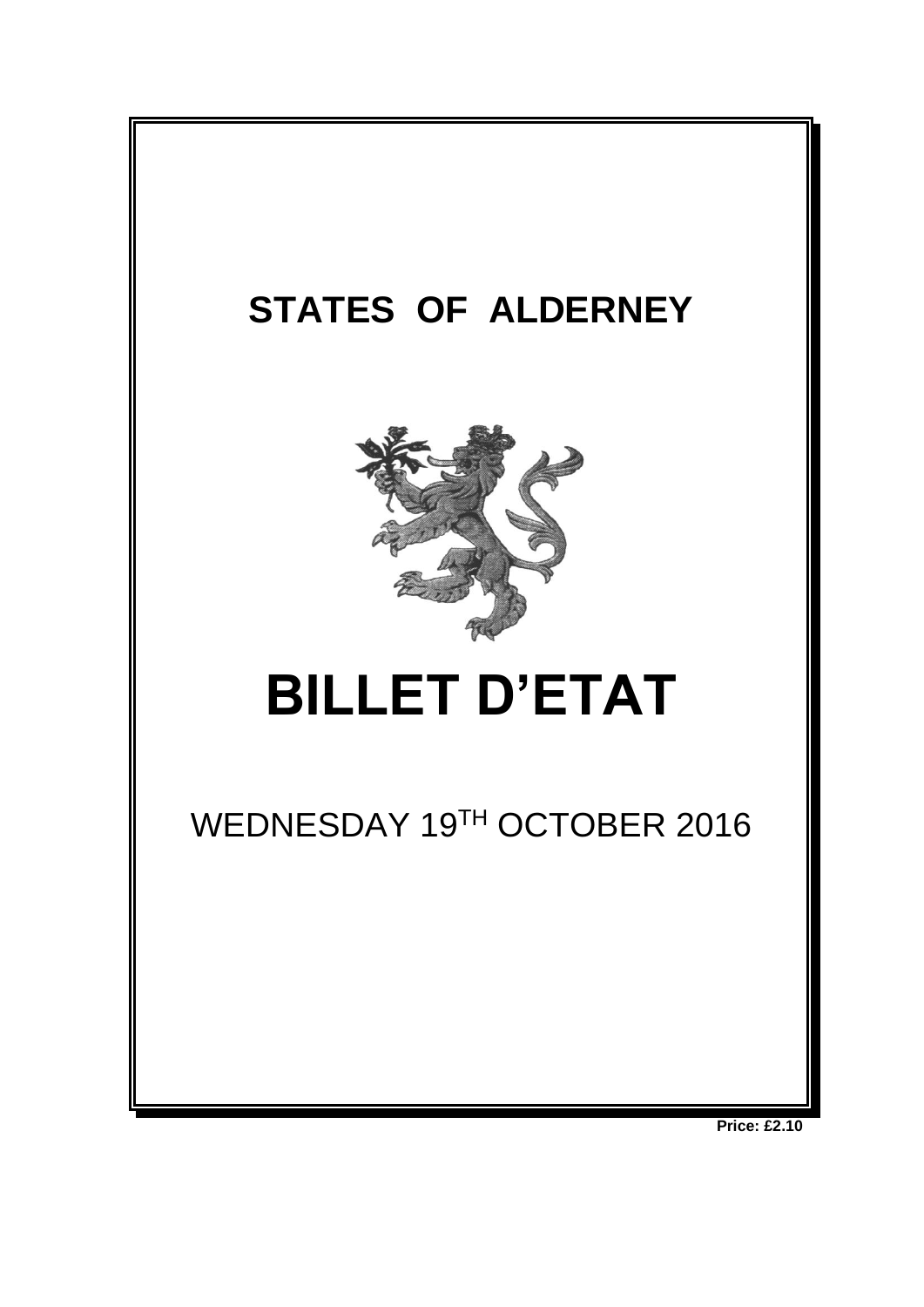# STATES OF ALDERNEY

# BILLET D'ETAT

WEDNESDAY 19TH OCTOBER 2016

**Price: £2.10**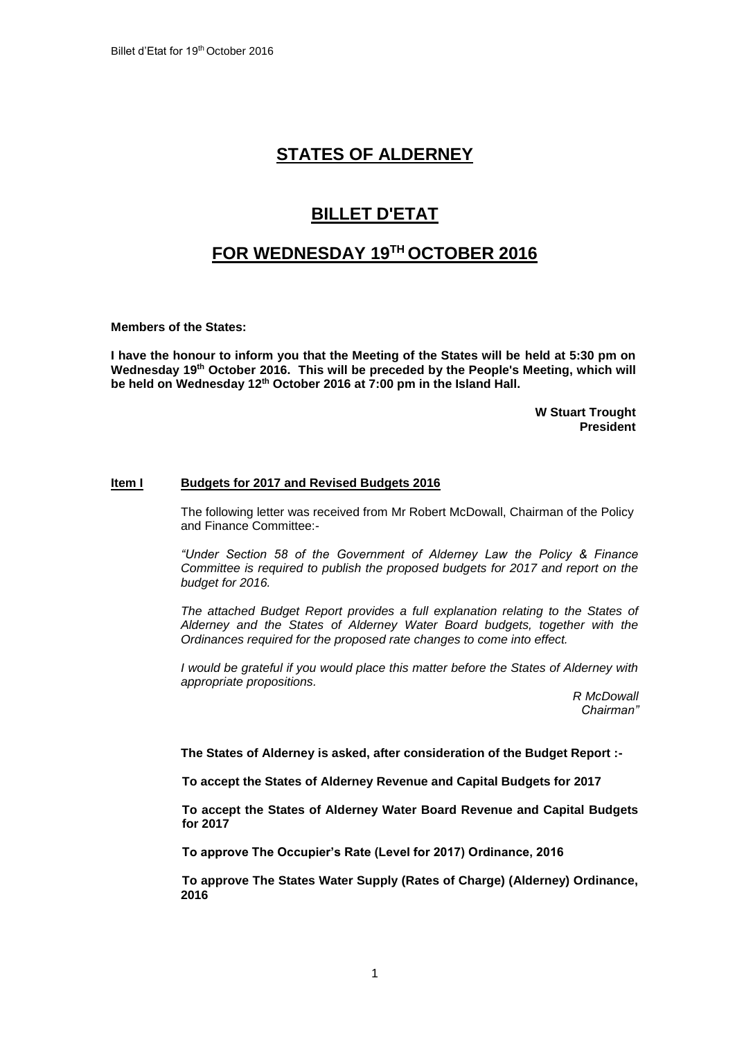# STATES OF ALDERNEY

# BILLET D'ETAT

# FOR WEDNESDAY 19TH OCTOBER 2016

**Members of the States:**

**I have the honour to inform you that the Meeting of the States will be held at 5:30 pm on Wednesday 19th October 2016. This will be preceded by the People's Meeting, which will be held on Wednesday 12th October 2016 at 7:00 pm in the Island Hall.**

**W Stuart Trought**
**President**

## Item I — Budgets for 2017 and Revised Budgets 2016

The following letter was received from Mr Robert McDowall, Chairman of the Policy and Finance Committee:-

*"Under Section 58 of the Government of Alderney Law the Policy & Finance Committee is required to publish the proposed budgets for 2017 and report on the budget for 2016.*

*The attached Budget Report provides a full explanation relating to the States of Alderney and the States of Alderney Water Board budgets, together with the Ordinances required for the proposed rate changes to come into effect.*

*I would be grateful if you would place this matter before the States of Alderney with appropriate propositions.*

*R McDowall*
*Chairman"*

**The States of Alderney is asked, after consideration of the Budget Report :-**

**To accept the States of Alderney Revenue and Capital Budgets for 2017**

**To accept the States of Alderney Water Board Revenue and Capital Budgets for 2017**

**To approve The Occupier's Rate (Level for 2017) Ordinance, 2016**

**To approve The States Water Supply (Rates of Charge) (Alderney) Ordinance, 2016**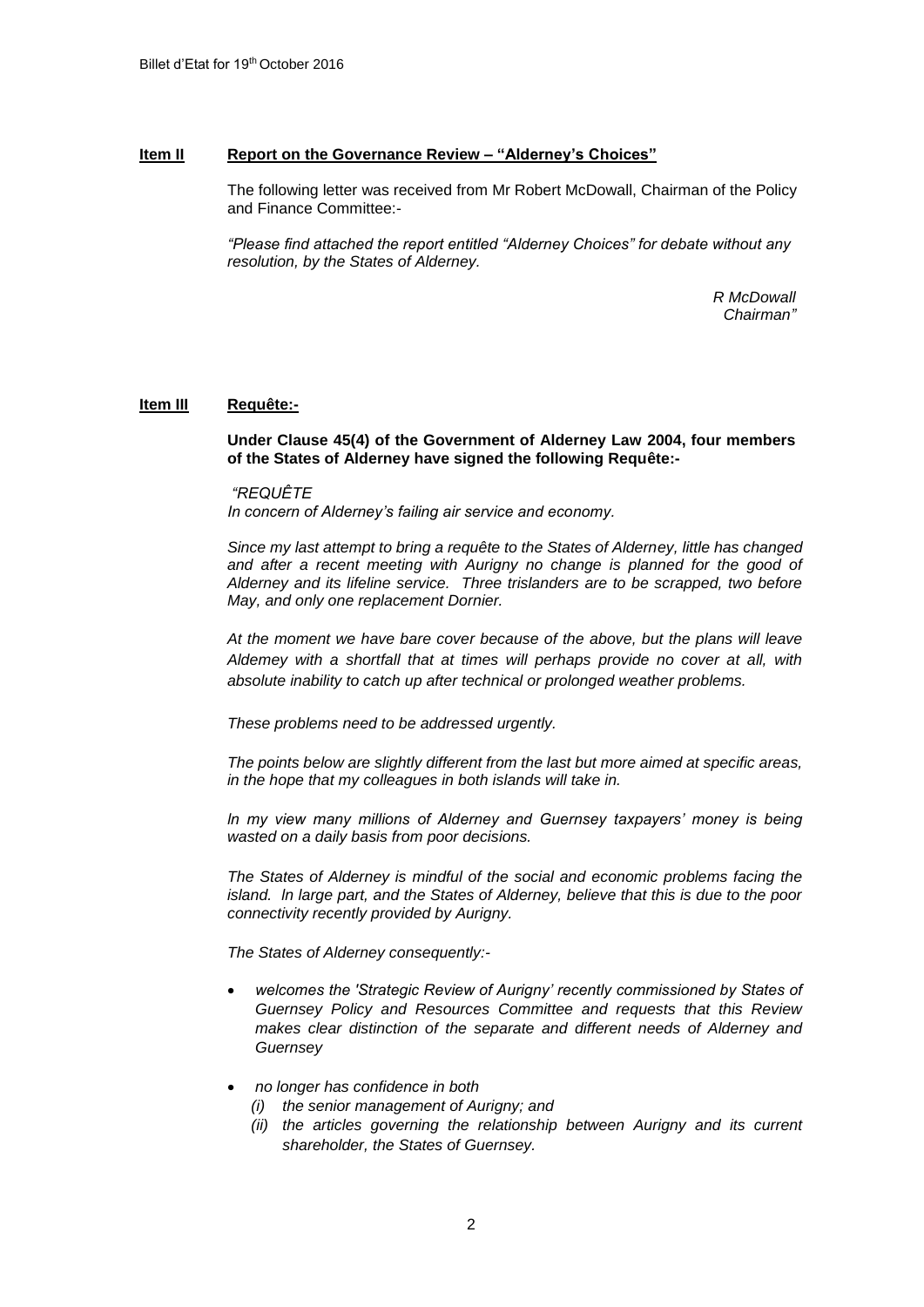**Item II** **Report on the Governance Review – "Alderney's Choices"**

The following letter was received from Mr Robert McDowall, Chairman of the Policy and Finance Committee:-

*"Please find attached the report entitled "Alderney Choices" for debate without any resolution, by the States of Alderney.*

*R McDowall*
*Chairman"*

**Item III** **Requête:-**

**Under Clause 45(4) of the Government of Alderney Law 2004, four members of the States of Alderney have signed the following Requête:-**

*"REQUÊTE*
*In concern of Alderney's failing air service and economy.*

*Since my last attempt to bring a requête to the States of Alderney, little has changed and after a recent meeting with Aurigny no change is planned for the good of Alderney and its lifeline service. Three trislanders are to be scrapped, two before May, and only one replacement Dornier.*

*At the moment we have bare cover because of the above, but the plans will leave Aldemey with a shortfall that at times will perhaps provide no cover at all, with absolute inability to catch up after technical or prolonged weather problems.*

*These problems need to be addressed urgently.*

*The points below are slightly different from the last but more aimed at specific areas, in the hope that my colleagues in both islands will take in.*

*ln my view many millions of Alderney and Guernsey taxpayers' money is being wasted on a daily basis from poor decisions.*

*The States of Alderney is mindful of the social and economic problems facing the island. ln large part, and the States of Alderney, believe that this is due to the poor connectivity recently provided by Aurigny.*

*The States of Alderney consequently:-*

- *welcomes the 'Strategic Review of Aurigny' recently commissioned by States of Guernsey Policy and Resources Committee and requests that this Review makes clear distinction of the separate and different needs of Alderney and Guernsey*

- *no longer has confidence in both*
  - *(i) the senior management of Aurigny; and*
  - *(ii) the articles governing the relationship between Aurigny and its current shareholder, the States of Guernsey.*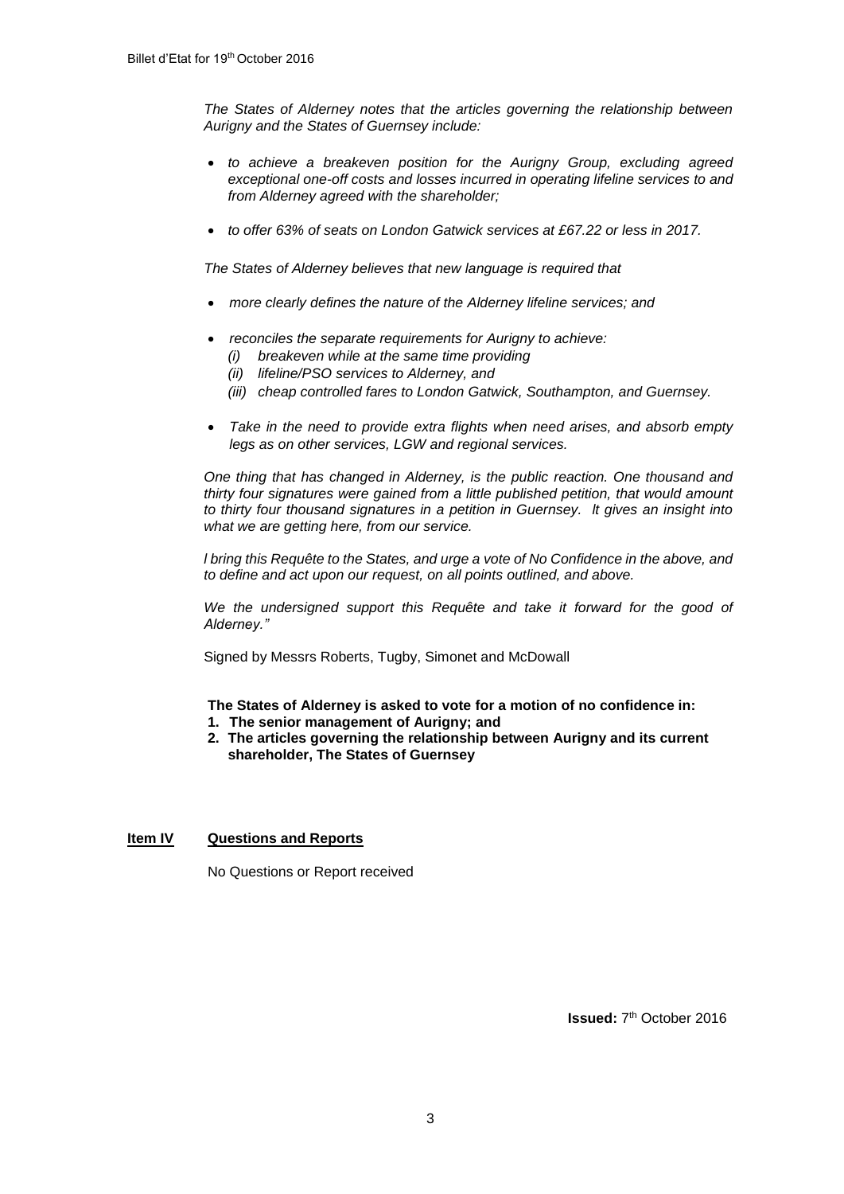*The States of Alderney notes that the articles governing the relationship between Aurigny and the States of Guernsey include:*

- *to achieve a breakeven position for the Aurigny Group, excluding agreed exceptional one-off costs and losses incurred in operating lifeline services to and from Alderney agreed with the shareholder;*
- *to offer 63% of seats on London Gatwick services at £67.22 or less in 2017.*

*The States of Alderney believes that new language is required that*

- *more clearly defines the nature of the Alderney lifeline services; and*
- *reconciles the separate requirements for Aurigny to achieve:*
  - *(i) breakeven while at the same time providing*
  - *(ii) lifeline/PSO services to Alderney, and*
  - *(iii) cheap controlled fares to London Gatwick, Southampton, and Guernsey.*
- *Take in the need to provide extra flights when need arises, and absorb empty legs as on other services, LGW and regional services.*

*One thing that has changed in Alderney, is the public reaction. One thousand and thirty four signatures were gained from a little published petition, that would amount to thirty four thousand signatures in a petition in Guernsey. lt gives an insight into what we are getting here, from our service.*

*l bring this Requête to the States, and urge a vote of No Confidence in the above, and to define and act upon our request, on all points outlined, and above.*

*We the undersigned support this Requête and take it forward for the good of Alderney."*

Signed by Messrs Roberts, Tugby, Simonet and McDowall

**The States of Alderney is asked to vote for a motion of no confidence in:**

1. **The senior management of Aurigny; and**
2. **The articles governing the relationship between Aurigny and its current shareholder, The States of Guernsey**

## Item IV Questions and Reports

No Questions or Report received

**Issued:** 7th October 2016